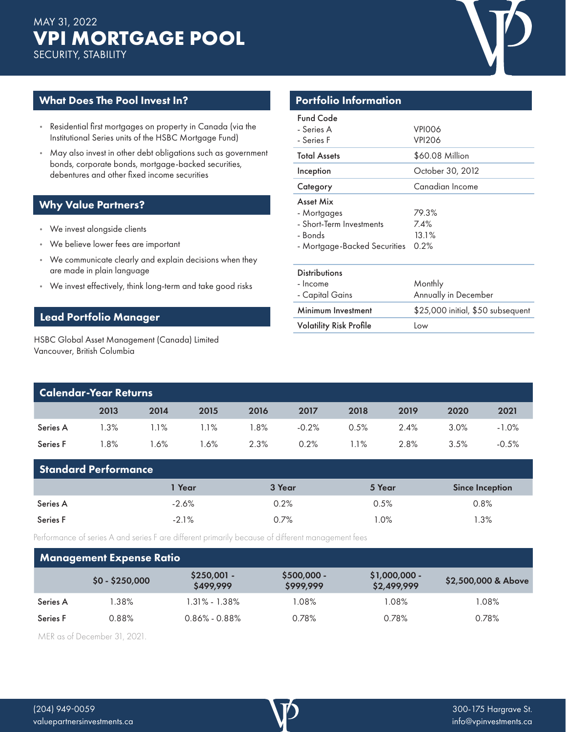MAY 31, 2022

# VPI MORTGAGE POOL

SECURITY, STABILITY

## What Does The Pool Invest In?

- Residential first mortgages on property in Canada (via the Institutional Series units of the HSBC Mortgage Fund)
- May also invest in other debt obligations such as government bonds, corporate bonds, mortgage-backed securities, debentures and other fixed income securities

## Why Value Partners?

- We invest alongside clients
- We believe lower fees are important
- We communicate clearly and explain decisions when they are made in plain language
- We invest effectively, think long-term and take good risks

## Lead Portfolio Manager

HSBC Global Asset Management (Canada) Limited
Vancouver, British Columbia

## Portfolio Information

| | |
|---|---|
| **Fund Code** | |
| - Series A | VPI006 |
| - Series F | VPI206 |
| **Total Assets** | $60.08 Million |
| **Inception** | October 30, 2012 |
| **Category** | Canadian Income |
| **Asset Mix** | |
| - Mortgages | 79.3% |
| - Short-Term Investments | 7.4% |
| - Bonds | 13.1% |
| - Mortgage-Backed Securities | 0.2% |
| **Distributions** | |
| - Income | Monthly |
| - Capital Gains | Annually in December |
| **Minimum Investment** | $25,000 initial, $50 subsequent |
| **Volatility Risk Profile** | Low |

## Calendar-Year Returns

| | 2013 | 2014 | 2015 | 2016 | 2017 | 2018 | 2019 | 2020 | 2021 |
|---|---|---|---|---|---|---|---|---|---|
| Series A | 1.3% | 1.1% | 1.1% | 1.8% | -0.2% | 0.5% | 2.4% | 3.0% | -1.0% |
| Series F | 1.8% | 1.6% | 1.6% | 2.3% | 0.2% | 1.1% | 2.8% | 3.5% | -0.5% |

## Standard Performance

| | 1 Year | 3 Year | 5 Year | Since Inception |
|---|---|---|---|---|
| Series A | -2.6% | 0.2% | 0.5% | 0.8% |
| Series F | -2.1% | 0.7% | 1.0% | 1.3% |

Performance of series A and series F are different primarily because of different management fees

## Management Expense Ratio

| | $0 - $250,000 | $250,001 - $499,999 | $500,000 - $999,999 | $1,000,000 - $2,499,999 | $2,500,000 & Above |
|---|---|---|---|---|---|
| Series A | 1.38% | 1.31% - 1.38% | 1.08% | 1.08% | 1.08% |
| Series F | 0.88% | 0.86% - 0.88% | 0.78% | 0.78% | 0.78% |

MER as of December 31, 2021.

(204) 949-0059
valuepartnersinvestments.ca

300-175 Hargrave St.
info@vpinvestments.ca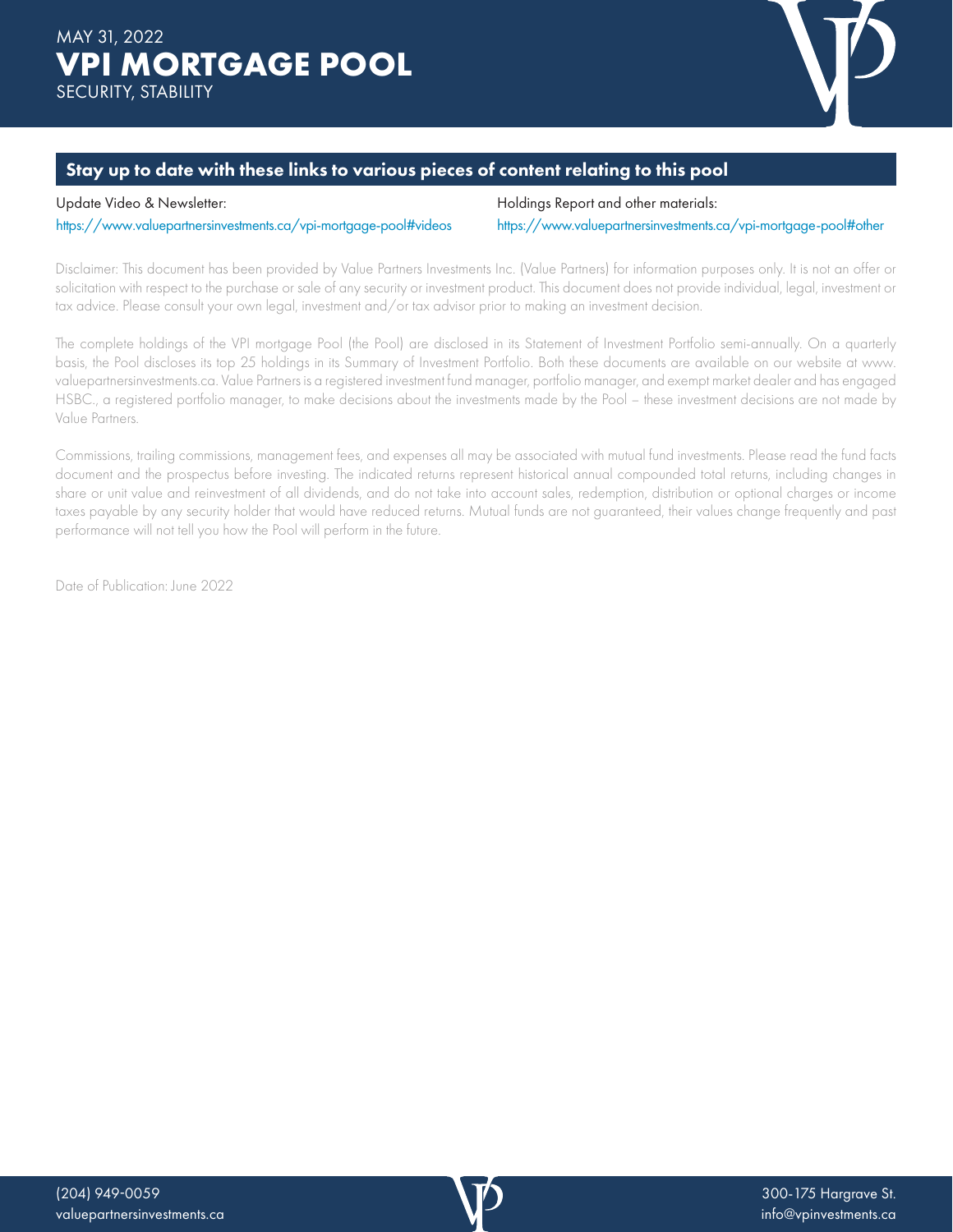## Stay up to date with these links to various pieces of content relating to this pool

Update Video & Newsletter:
https://www.valuepartnersinvestments.ca/vpi-mortgage-pool#videos

Holdings Report and other materials:
https://www.valuepartnersinvestments.ca/vpi-mortgage-pool#other

Disclaimer: This document has been provided by Value Partners Investments Inc. (Value Partners) for information purposes only. It is not an offer or solicitation with respect to the purchase or sale of any security or investment product. This document does not provide individual, legal, investment or tax advice. Please consult your own legal, investment and/or tax advisor prior to making an investment decision.

The complete holdings of the VPI mortgage Pool (the Pool) are disclosed in its Statement of Investment Portfolio semi-annually. On a quarterly basis, the Pool discloses its top 25 holdings in its Summary of Investment Portfolio. Both these documents are available on our website at www.valuepartnersinvestments.ca. Value Partners is a registered investment fund manager, portfolio manager, and exempt market dealer and has engaged HSBC., a registered portfolio manager, to make decisions about the investments made by the Pool – these investment decisions are not made by Value Partners.

Commissions, trailing commissions, management fees, and expenses all may be associated with mutual fund investments. Please read the fund facts document and the prospectus before investing. The indicated returns represent historical annual compounded total returns, including changes in share or unit value and reinvestment of all dividends, and do not take into account sales, redemption, distribution or optional charges or income taxes payable by any security holder that would have reduced returns. Mutual funds are not guaranteed, their values change frequently and past performance will not tell you how the Pool will perform in the future.

Date of Publication: June 2022